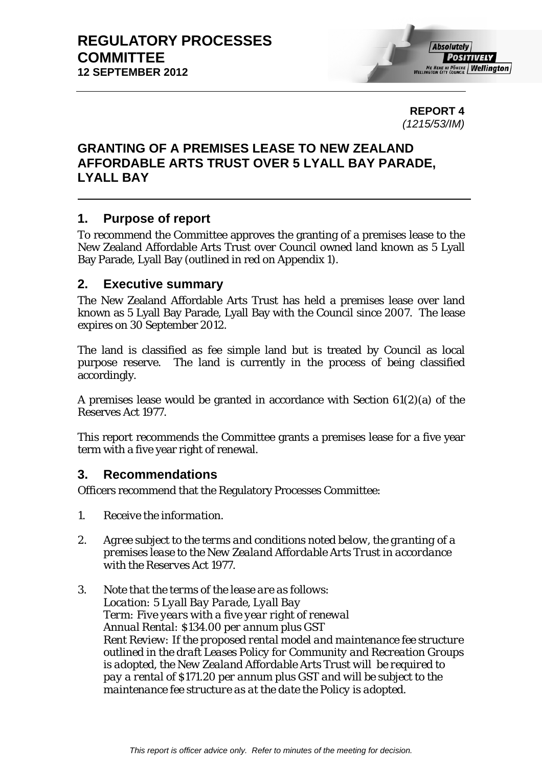# REGULATORY PROCESSES COMMITTEE
**12 SEPTEMBER 2012**

**REPORT 4**
*(1215/53/IM)*

## GRANTING OF A PREMISES LEASE TO NEW ZEALAND AFFORDABLE ARTS TRUST OVER 5 LYALL BAY PARADE, LYALL BAY

### 1. Purpose of report

To recommend the Committee approves the granting of a premises lease to the New Zealand Affordable Arts Trust over Council owned land known as 5 Lyall Bay Parade, Lyall Bay (outlined in red on Appendix 1).

### 2. Executive summary

The New Zealand Affordable Arts Trust has held a premises lease over land known as 5 Lyall Bay Parade, Lyall Bay with the Council since 2007. The lease expires on 30 September 2012.

The land is classified as fee simple land but is treated by Council as local purpose reserve. The land is currently in the process of being classified accordingly.

A premises lease would be granted in accordance with Section 61(2)(a) of the Reserves Act 1977.

This report recommends the Committee grants a premises lease for a five year term with a five year right of renewal.

### 3. Recommendations

Officers recommend that the Regulatory Processes Committee:

1. *Receive the information.*
2. *Agree subject to the terms and conditions noted below, the granting of a premises lease to the New Zealand Affordable Arts Trust in accordance with the Reserves Act 1977.*
3. *Note that the terms of the lease are as follows:*
   *Location: 5 Lyall Bay Parade, Lyall Bay*
   *Term: Five years with a five year right of renewal*
   *Annual Rental: $134.00 per annum plus GST*
   *Rent Review: If the proposed rental model and maintenance fee structure outlined in the draft Leases Policy for Community and Recreation Groups is adopted, the New Zealand Affordable Arts Trust will be required to pay a rental of $171.20 per annum plus GST and will be subject to the maintenance fee structure as at the date the Policy is adopted.*

*This report is officer advice only. Refer to minutes of the meeting for decision.*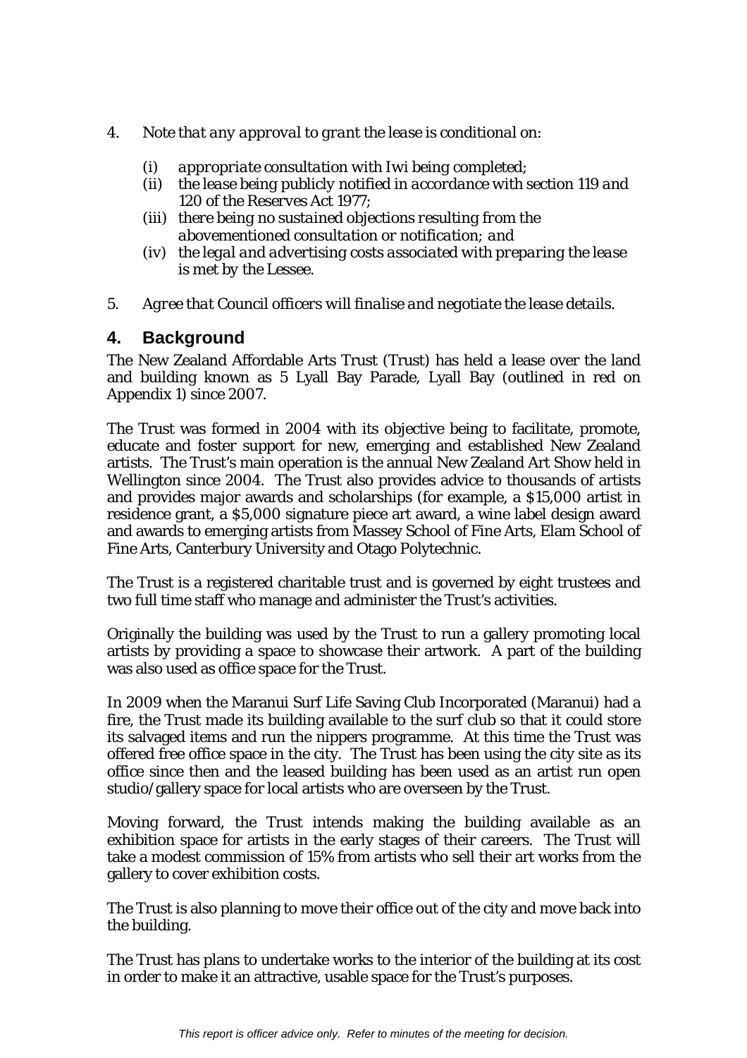4. *Note that any approval to grant the lease is conditional on:*

   (i) *appropriate consultation with Iwi being completed;*
   (ii) *the lease being publicly notified in accordance with section 119 and 120 of the Reserves Act 1977;*
   (iii) *there being no sustained objections resulting from the abovementioned consultation or notification; and*
   (iv) *the legal and advertising costs associated with preparing the lease is met by the Lessee.*

5. *Agree that Council officers will finalise and negotiate the lease details.*

## 4. Background

The New Zealand Affordable Arts Trust (Trust) has held a lease over the land and building known as 5 Lyall Bay Parade, Lyall Bay (outlined in red on Appendix 1) since 2007.

The Trust was formed in 2004 with its objective being to facilitate, promote, educate and foster support for new, emerging and established New Zealand artists. The Trust's main operation is the annual New Zealand Art Show held in Wellington since 2004. The Trust also provides advice to thousands of artists and provides major awards and scholarships (for example, a $15,000 artist in residence grant, a $5,000 signature piece art award, a wine label design award and awards to emerging artists from Massey School of Fine Arts, Elam School of Fine Arts, Canterbury University and Otago Polytechnic.

The Trust is a registered charitable trust and is governed by eight trustees and two full time staff who manage and administer the Trust's activities.

Originally the building was used by the Trust to run a gallery promoting local artists by providing a space to showcase their artwork. A part of the building was also used as office space for the Trust.

In 2009 when the Maranui Surf Life Saving Club Incorporated (Maranui) had a fire, the Trust made its building available to the surf club so that it could store its salvaged items and run the nippers programme. At this time the Trust was offered free office space in the city. The Trust has been using the city site as its office since then and the leased building has been used as an artist run open studio/gallery space for local artists who are overseen by the Trust.

Moving forward, the Trust intends making the building available as an exhibition space for artists in the early stages of their careers. The Trust will take a modest commission of 15% from artists who sell their art works from the gallery to cover exhibition costs.

The Trust is also planning to move their office out of the city and move back into the building.

The Trust has plans to undertake works to the interior of the building at its cost in order to make it an attractive, usable space for the Trust's purposes.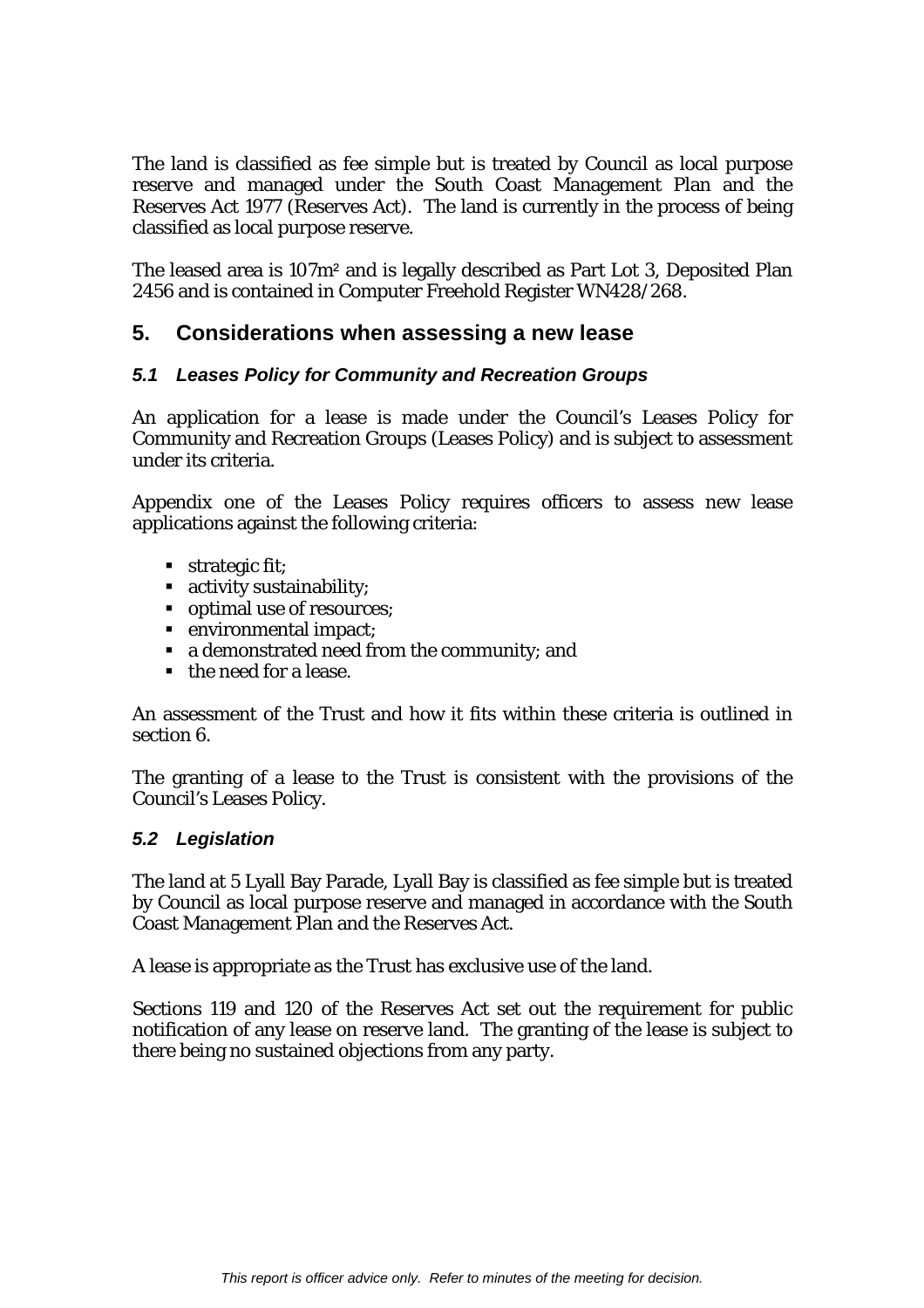The land is classified as fee simple but is treated by Council as local purpose reserve and managed under the South Coast Management Plan and the Reserves Act 1977 (Reserves Act). The land is currently in the process of being classified as local purpose reserve.

The leased area is 107m$^2$ and is legally described as Part Lot 3, Deposited Plan 2456 and is contained in Computer Freehold Register WN428/268.

## 5. Considerations when assessing a new lease

### *5.1 Leases Policy for Community and Recreation Groups*

An application for a lease is made under the Council's Leases Policy for Community and Recreation Groups (Leases Policy) and is subject to assessment under its criteria.

Appendix one of the Leases Policy requires officers to assess new lease applications against the following criteria:

- strategic fit;
- activity sustainability;
- optimal use of resources;
- environmental impact;
- a demonstrated need from the community; and
- the need for a lease.

An assessment of the Trust and how it fits within these criteria is outlined in section 6.

The granting of a lease to the Trust is consistent with the provisions of the Council's Leases Policy.

### *5.2 Legislation*

The land at 5 Lyall Bay Parade, Lyall Bay is classified as fee simple but is treated by Council as local purpose reserve and managed in accordance with the South Coast Management Plan and the Reserves Act.

A lease is appropriate as the Trust has exclusive use of the land.

Sections 119 and 120 of the Reserves Act set out the requirement for public notification of any lease on reserve land. The granting of the lease is subject to there being no sustained objections from any party.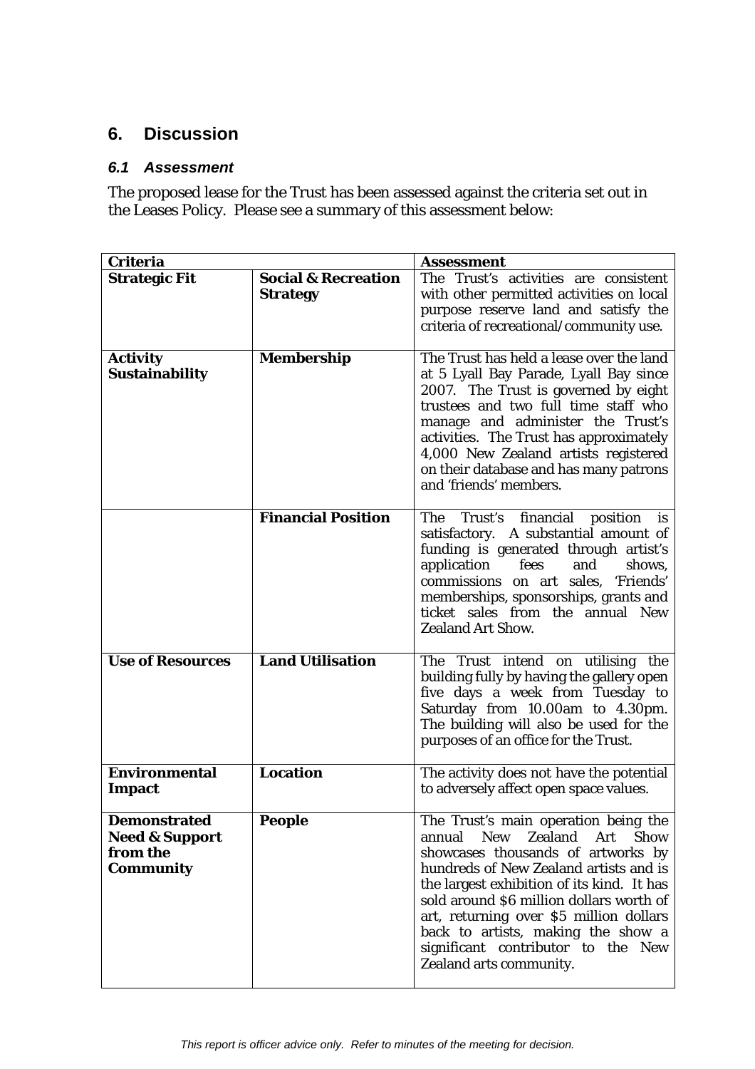## 6. Discussion

### *6.1 Assessment*

The proposed lease for the Trust has been assessed against the criteria set out in the Leases Policy. Please see a summary of this assessment below:

| **Criteria** | | **Assessment** |
|---|---|---|
| **Strategic Fit** | **Social & Recreation Strategy** | The Trust's activities are consistent with other permitted activities on local purpose reserve land and satisfy the criteria of recreational/community use. |
| **Activity Sustainability** | **Membership** | The Trust has held a lease over the land at 5 Lyall Bay Parade, Lyall Bay since 2007. The Trust is governed by eight trustees and two full time staff who manage and administer the Trust's activities. The Trust has approximately 4,000 New Zealand artists registered on their database and has many patrons and 'friends' members. |
| | **Financial Position** | The Trust's financial position is satisfactory. A substantial amount of funding is generated through artist's application fees and shows, commissions on art sales, 'Friends' memberships, sponsorships, grants and ticket sales from the annual New Zealand Art Show. |
| **Use of Resources** | **Land Utilisation** | The Trust intend on utilising the building fully by having the gallery open five days a week from Tuesday to Saturday from 10.00am to 4.30pm. The building will also be used for the purposes of an office for the Trust. |
| **Environmental Impact** | **Location** | The activity does not have the potential to adversely affect open space values. |
| **Demonstrated Need & Support from the Community** | **People** | The Trust's main operation being the annual New Zealand Art Show showcases thousands of artworks by hundreds of New Zealand artists and is the largest exhibition of its kind. It has sold around $6 million dollars worth of art, returning over $5 million dollars back to artists, making the show a significant contributor to the New Zealand arts community. |

*This report is officer advice only. Refer to minutes of the meeting for decision.*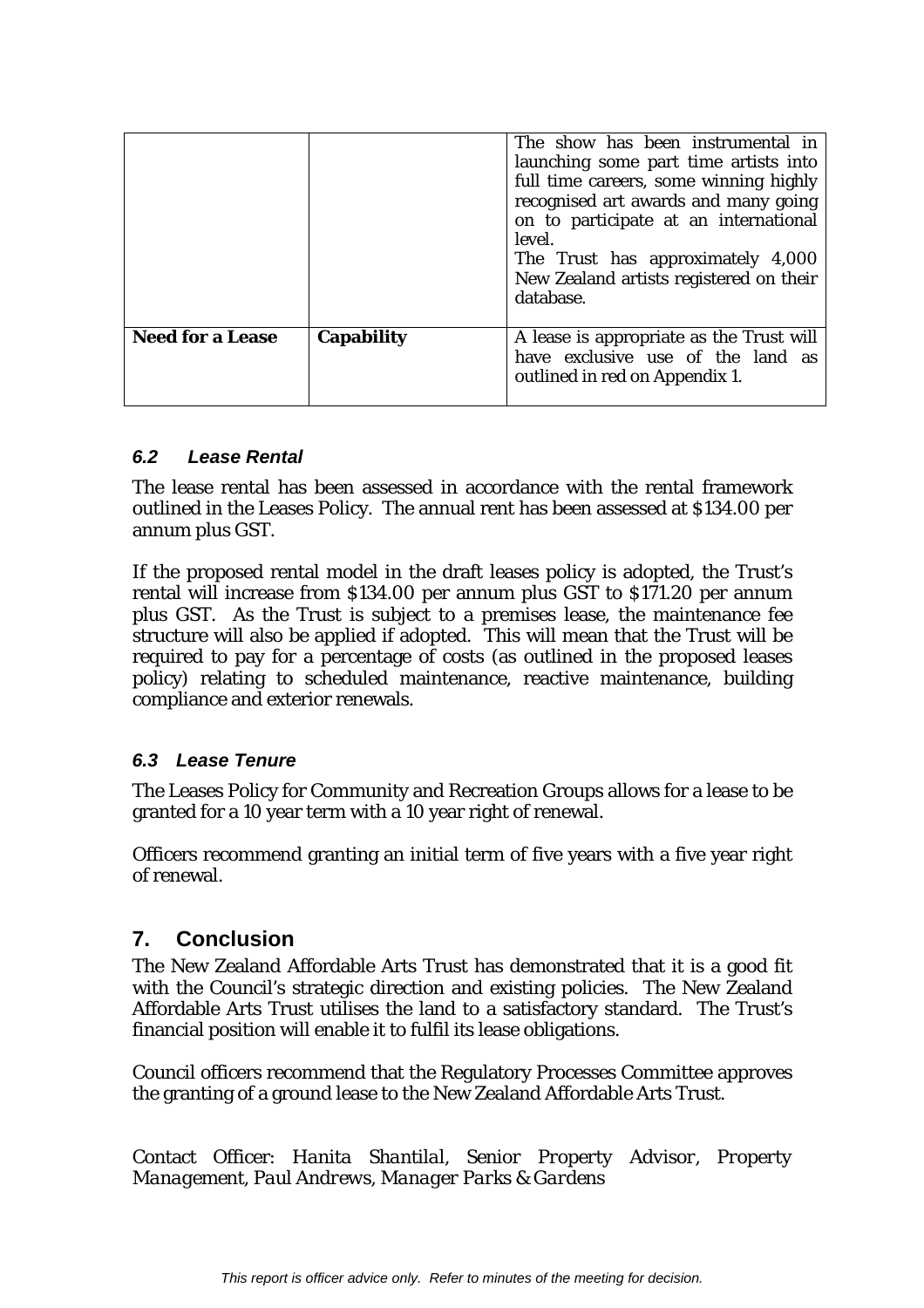| | | |
|---|---|---|
| | | The show has been instrumental in launching some part time artists into full time careers, some winning highly recognised art awards and many going on to participate at an international level.<br>The Trust has approximately 4,000 New Zealand artists registered on their database. |
| **Need for a Lease** | **Capability** | A lease is appropriate as the Trust will have exclusive use of the land as outlined in red on Appendix 1. |

### *6.2 Lease Rental*

The lease rental has been assessed in accordance with the rental framework outlined in the Leases Policy. The annual rent has been assessed at $134.00 per annum plus GST.

If the proposed rental model in the draft leases policy is adopted, the Trust's rental will increase from $134.00 per annum plus GST to $171.20 per annum plus GST. As the Trust is subject to a premises lease, the maintenance fee structure will also be applied if adopted. This will mean that the Trust will be required to pay for a percentage of costs (as outlined in the proposed leases policy) relating to scheduled maintenance, reactive maintenance, building compliance and exterior renewals.

### *6.3 Lease Tenure*

The Leases Policy for Community and Recreation Groups allows for a lease to be granted for a 10 year term with a 10 year right of renewal.

Officers recommend granting an initial term of five years with a five year right of renewal.

## 7. Conclusion

The New Zealand Affordable Arts Trust has demonstrated that it is a good fit with the Council's strategic direction and existing policies. The New Zealand Affordable Arts Trust utilises the land to a satisfactory standard. The Trust's financial position will enable it to fulfil its lease obligations.

Council officers recommend that the Regulatory Processes Committee approves the granting of a ground lease to the New Zealand Affordable Arts Trust.

*Contact Officer: Hanita Shantilal, Senior Property Advisor, Property Management, Paul Andrews, Manager Parks & Gardens*

*This report is officer advice only. Refer to minutes of the meeting for decision.*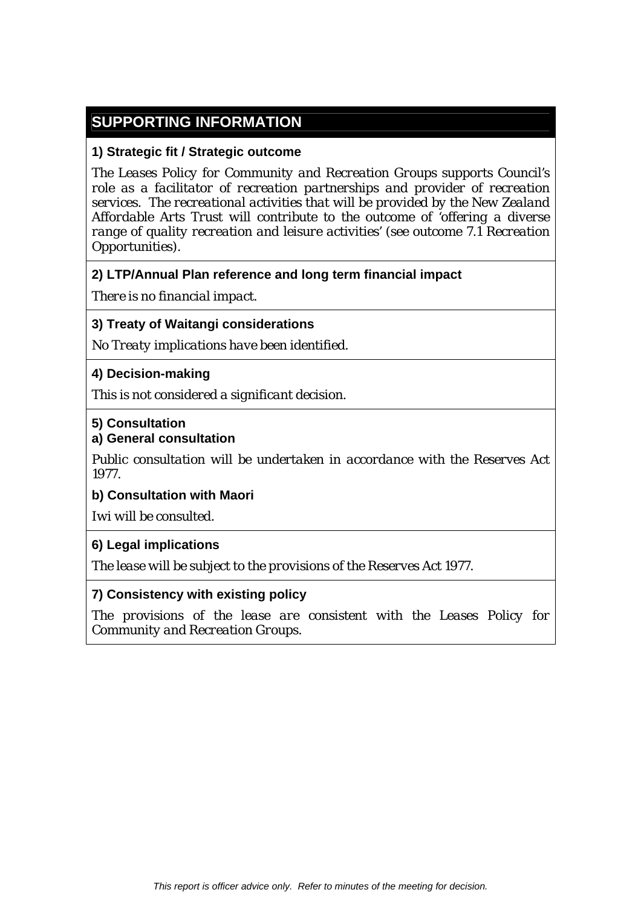## SUPPORTING INFORMATION

### 1) Strategic fit / Strategic outcome

*The Leases Policy for Community and Recreation Groups supports Council's role as a facilitator of recreation partnerships and provider of recreation services. The recreational activities that will be provided by the New Zealand Affordable Arts Trust will contribute to the outcome of 'offering a diverse range of quality recreation and leisure activities' (see outcome 7.1 Recreation Opportunities).*

### 2) LTP/Annual Plan reference and long term financial impact

*There is no financial impact.*

### 3) Treaty of Waitangi considerations

*No Treaty implications have been identified.*

### 4) Decision-making

*This is not considered a significant decision.*

### 5) Consultation

#### a) General consultation

*Public consultation will be undertaken in accordance with the Reserves Act 1977.*

#### b) Consultation with Maori

*Iwi will be consulted.*

### 6) Legal implications

*The lease will be subject to the provisions of the Reserves Act 1977.*

### 7) Consistency with existing policy

*The provisions of the lease are consistent with the Leases Policy for Community and Recreation Groups.*

*This report is officer advice only. Refer to minutes of the meeting for decision.*